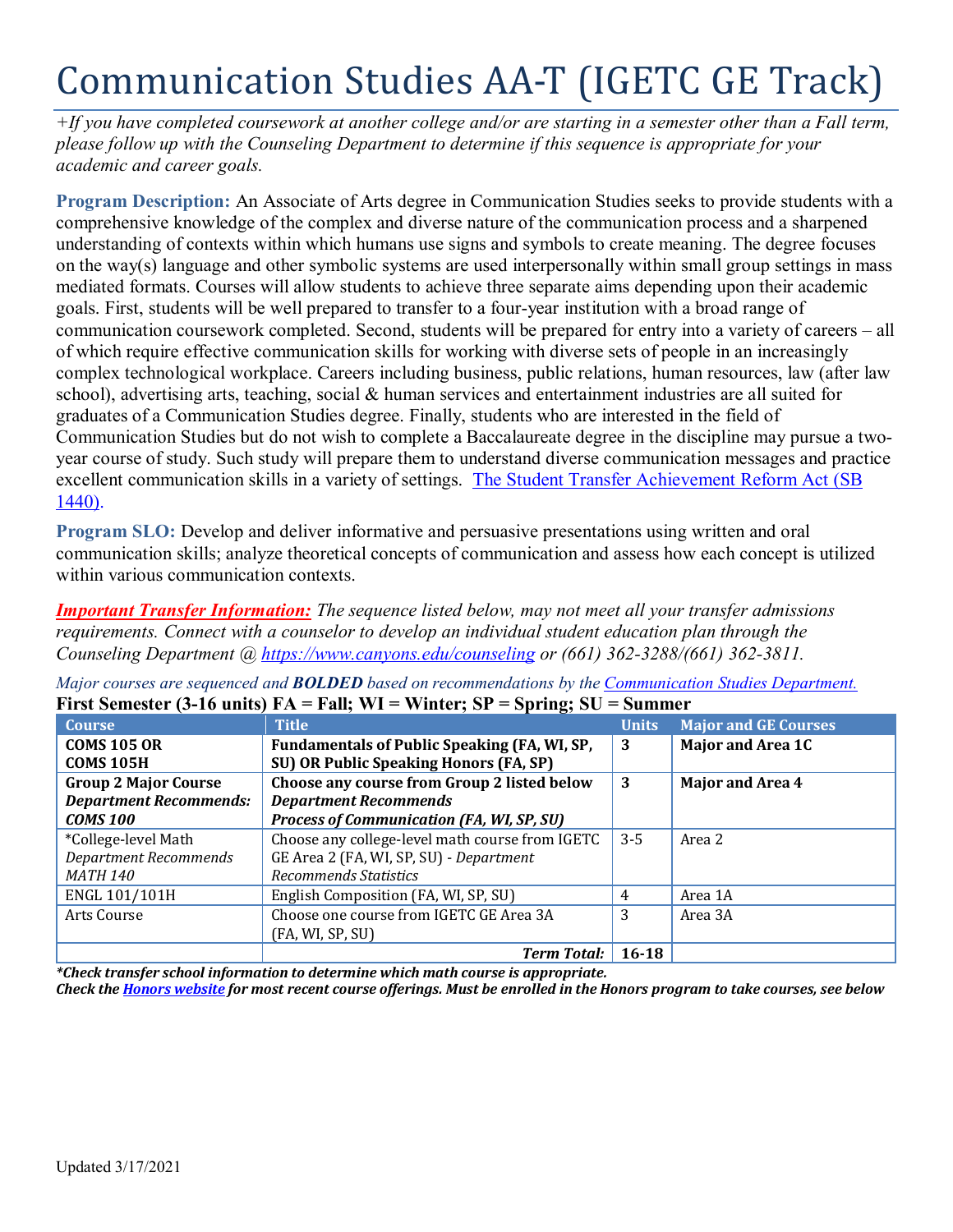# Communication Studies AA-T (IGETC GE Track)

*+If you have completed coursework at another college and/or are starting in a semester other than a Fall term, please follow up with the Counseling Department to determine if this sequence is appropriate for your academic and career goals.*

**Program Description:** An Associate of Arts degree in Communication Studies seeks to provide students with a comprehensive knowledge of the complex and diverse nature of the communication process and a sharpened understanding of contexts within which humans use signs and symbols to create meaning. The degree focuses on the way(s) language and other symbolic systems are used interpersonally within small group settings in mass mediated formats. Courses will allow students to achieve three separate aims depending upon their academic goals. First, students will be well prepared to transfer to a four-year institution with a broad range of communication coursework completed. Second, students will be prepared for entry into a variety of careers – all of which require effective communication skills for working with diverse sets of people in an increasingly complex technological workplace. Careers including business, public relations, human resources, law (after law school), advertising arts, teaching, social & human services and entertainment industries are all suited for graduates of a Communication Studies degree. Finally, students who are interested in the field of Communication Studies but do not wish to complete a Baccalaureate degree in the discipline may pursue a two-year course of study. Such study will prepare them to understand diverse communication messages and practice excellent communication skills in a variety of settings. [The Student Transfer Achievement Reform Act (SB 1440)](#).

**Program SLO:** Develop and deliver informative and persuasive presentations using written and oral communication skills; analyze theoretical concepts of communication and assess how each concept is utilized within various communication contexts.

***Important Transfer Information:*** *The sequence listed below, may not meet all your transfer admissions requirements. Connect with a counselor to develop an individual student education plan through the Counseling Department @ https://www.canyons.edu/counseling or (661) 362-3288/(661) 362-3811.*

*Major courses are sequenced and* ***BOLDED*** *based on recommendations by the Communication Studies Department.*

**First Semester (3-16 units) FA = Fall; WI = Winter; SP = Spring; SU = Summer**

| Course | Title | Units | Major and GE Courses |
|---|---|---|---|
| **COMS 105 OR COMS 105H** | **Fundamentals of Public Speaking (FA, WI, SP, SU) OR Public Speaking Honors (FA, SP)** | **3** | **Major and Area 1C** |
| **Group 2 Major Course** ***Department Recommends: COMS 100*** | **Choose any course from Group 2 listed below** ***Department Recommends Process of Communication (FA, WI, SP, SU)*** | **3** | **Major and Area 4** |
| *College-level Math *Department Recommends MATH 140* | Choose any college-level math course from IGETC GE Area 2 (FA, WI, SP, SU) - *Department Recommends Statistics* | 3-5 | Area 2 |
| ENGL 101/101H | English Composition (FA, WI, SP, SU) | 4 | Area 1A |
| Arts Course | Choose one course from IGETC GE Area 3A (FA, WI, SP, SU) | 3 | Area 3A |
| | ***Term Total:*** | **16-18** | |

***Check transfer school information to determine which math course is appropriate.***

***Check the Honors website for most recent course offerings. Must be enrolled in the Honors program to take courses, see below***

Updated 3/17/2021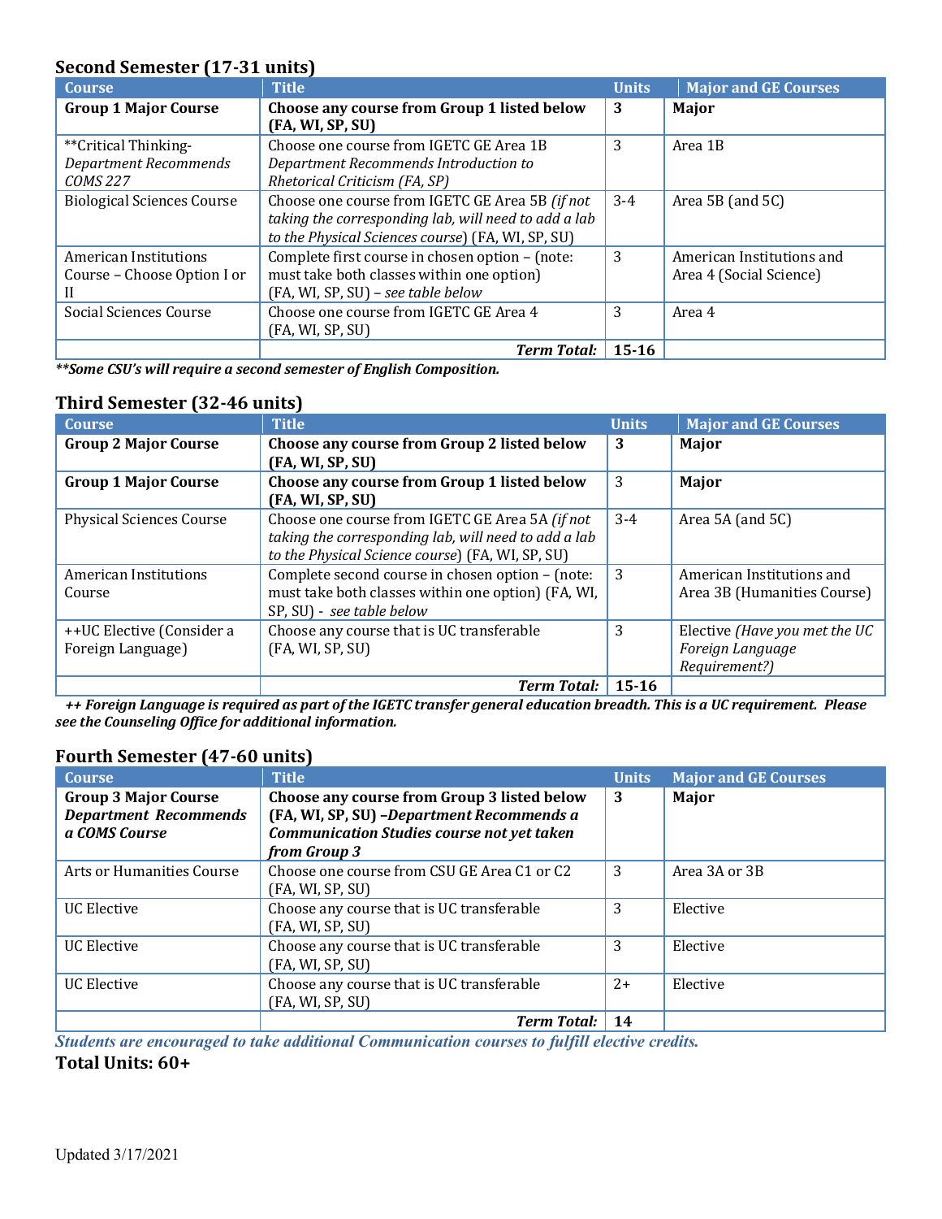### Second Semester (17-31 units)

| Course | Title | Units | Major and GE Courses |
|---|---|---|---|
| **Group 1 Major Course** | **Choose any course from Group 1 listed below (FA, WI, SP, SU)** | **3** | **Major** |
| **Critical Thinking- *Department Recommends COMS 227* | Choose one course from IGETC GE Area 1B *Department Recommends Introduction to Rhetorical Criticism (FA, SP)* | 3 | Area 1B |
| Biological Sciences Course | Choose one course from IGETC GE Area 5B *(if not taking the corresponding lab, will need to add a lab to the Physical Sciences course)* (FA, WI, SP, SU) | 3-4 | Area 5B (and 5C) |
| American Institutions Course – Choose Option I or II | Complete first course in chosen option – (note: must take both classes within one option) (FA, WI, SP, SU) – *see table below* | 3 | American Institutions and Area 4 (Social Science) |
| Social Sciences Course | Choose one course from IGETC GE Area 4 (FA, WI, SP, SU) | 3 | Area 4 |
| | ***Term Total:*** | **15-16** | |

***Some CSU's will require a second semester of English Composition.***

### Third Semester (32-46 units)

| Course | Title | Units | Major and GE Courses |
|---|---|---|---|
| **Group 2 Major Course** | **Choose any course from Group 2 listed below (FA, WI, SP, SU)** | **3** | **Major** |
| **Group 1 Major Course** | **Choose any course from Group 1 listed below (FA, WI, SP, SU)** | 3 | **Major** |
| Physical Sciences Course | Choose one course from IGETC GE Area 5A *(if not taking the corresponding lab, will need to add a lab to the Physical Science course)* (FA, WI, SP, SU) | 3-4 | Area 5A (and 5C) |
| American Institutions Course | Complete second course in chosen option – (note: must take both classes within one option) (FA, WI, SP, SU) - *see table below* | 3 | American Institutions and Area 3B (Humanities Course) |
| ++UC Elective (Consider a Foreign Language) | Choose any course that is UC transferable (FA, WI, SP, SU) | 3 | Elective *(Have you met the UC Foreign Language Requirement?)* |
| | ***Term Total:*** | **15-16** | |

***++ Foreign Language is required as part of the IGETC transfer general education breadth. This is a UC requirement. Please see the Counseling Office for additional information.***

### Fourth Semester (47-60 units)

| Course | Title | Units | Major and GE Courses |
|---|---|---|---|
| **Group 3 Major Course *Department Recommends a COMS Course*** | **Choose any course from Group 3 listed below (FA, WI, SP, SU) –*Department Recommends a Communication Studies course not yet taken from Group 3*** | **3** | **Major** |
| Arts or Humanities Course | Choose one course from CSU GE Area C1 or C2 (FA, WI, SP, SU) | 3 | Area 3A or 3B |
| UC Elective | Choose any course that is UC transferable (FA, WI, SP, SU) | 3 | Elective |
| UC Elective | Choose any course that is UC transferable (FA, WI, SP, SU) | 3 | Elective |
| UC Elective | Choose any course that is UC transferable (FA, WI, SP, SU) | 2+ | Elective |
| | ***Term Total:*** | **14** | |

***Students are encouraged to take additional Communication courses to fulfill elective credits.***

**Total Units: 60+**

Updated 3/17/2021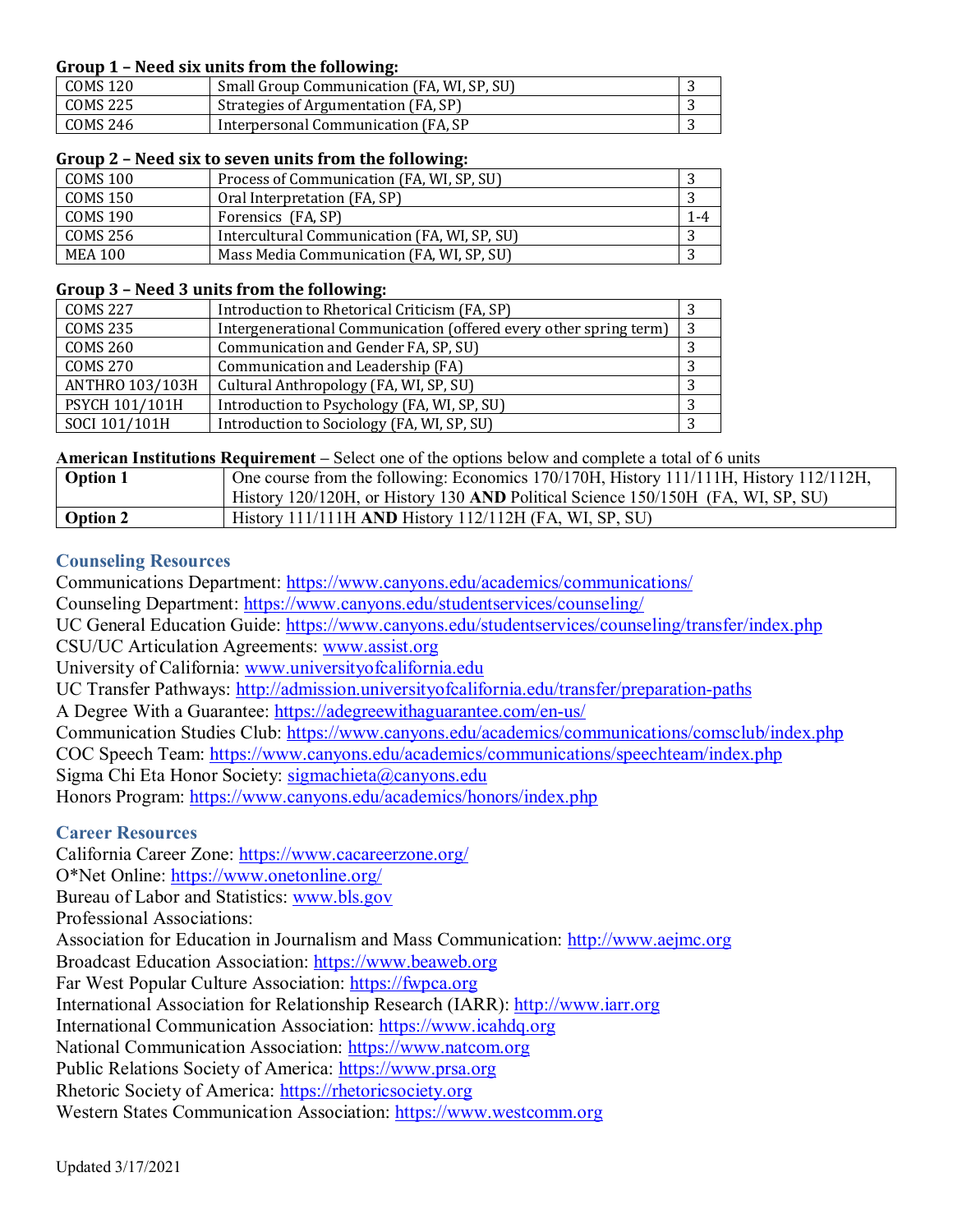### Group 1 – Need six units from the following:

| | | |
|---|---|---|
| COMS 120 | Small Group Communication (FA, WI, SP, SU) | 3 |
| COMS 225 | Strategies of Argumentation (FA, SP) | 3 |
| COMS 246 | Interpersonal Communication (FA, SP | 3 |

### Group 2 – Need six to seven units from the following:

| | | |
|---|---|---|
| COMS 100 | Process of Communication (FA, WI, SP, SU) | 3 |
| COMS 150 | Oral Interpretation (FA, SP) | 3 |
| COMS 190 | Forensics (FA, SP) | 1-4 |
| COMS 256 | Intercultural Communication (FA, WI, SP, SU) | 3 |
| MEA 100 | Mass Media Communication (FA, WI, SP, SU) | 3 |

### Group 3 – Need 3 units from the following:

| | | |
|---|---|---|
| COMS 227 | Introduction to Rhetorical Criticism (FA, SP) | 3 |
| COMS 235 | Intergenerational Communication (offered every other spring term) | 3 |
| COMS 260 | Communication and Gender FA, SP, SU) | 3 |
| COMS 270 | Communication and Leadership (FA) | 3 |
| ANTHRO 103/103H | Cultural Anthropology (FA, WI, SP, SU) | 3 |
| PSYCH 101/101H | Introduction to Psychology (FA, WI, SP, SU) | 3 |
| SOCI 101/101H | Introduction to Sociology (FA, WI, SP, SU) | 3 |

**American Institutions Requirement** – Select one of the options below and complete a total of 6 units

| | |
|---|---|
| **Option 1** | One course from the following: Economics 170/170H, History 111/111H, History 112/112H, History 120/120H, or History 130 **AND** Political Science 150/150H (FA, WI, SP, SU) |
| **Option 2** | History 111/111H **AND** History 112/112H (FA, WI, SP, SU) |

## Counseling Resources

Communications Department: https://www.canyons.edu/academics/communications/
Counseling Department: https://www.canyons.edu/studentservices/counseling/
UC General Education Guide: https://www.canyons.edu/studentservices/counseling/transfer/index.php
CSU/UC Articulation Agreements: www.assist.org
University of California: www.universityofcalifornia.edu
UC Transfer Pathways: http://admission.universityofcalifornia.edu/transfer/preparation-paths
A Degree With a Guarantee: https://adegreewithaguarantee.com/en-us/
Communication Studies Club: https://www.canyons.edu/academics/communications/comsclub/index.php
COC Speech Team: https://www.canyons.edu/academics/communications/speechteam/index.php
Sigma Chi Eta Honor Society: sigmachieta@canyons.edu
Honors Program: https://www.canyons.edu/academics/honors/index.php

## Career Resources

California Career Zone: https://www.cacareerzone.org/
O*Net Online: https://www.onetonline.org/
Bureau of Labor and Statistics: www.bls.gov
Professional Associations:
Association for Education in Journalism and Mass Communication: http://www.aejmc.org
Broadcast Education Association: https://www.beaweb.org
Far West Popular Culture Association: https://fwpca.org
International Association for Relationship Research (IARR): http://www.iarr.org
International Communication Association: https://www.icahdq.org
National Communication Association: https://www.natcom.org
Public Relations Society of America: https://www.prsa.org
Rhetoric Society of America: https://rhetoricsociety.org
Western States Communication Association: https://www.westcomm.org

Updated 3/17/2021